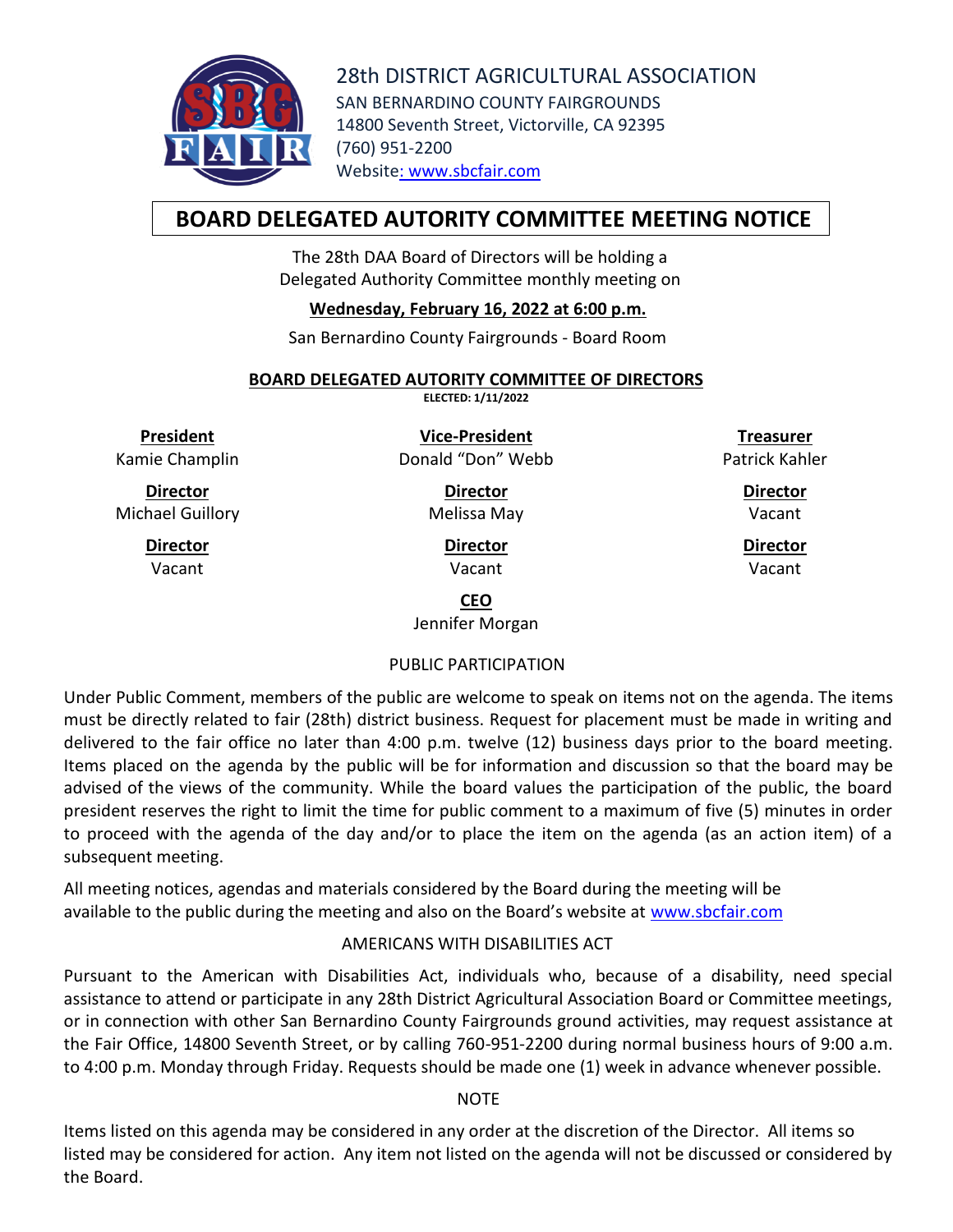# 28th DISTRICT AGRICULTURAL ASSOCIATION

SAN BERNARDINO COUNTY FAIRGROUNDS
14800 Seventh Street, Victorville, CA 92395
(760) 951-2200
Website: www.sbcfair.com

## BOARD DELEGATED AUTORITY COMMITTEE MEETING NOTICE

The 28th DAA Board of Directors will be holding a
Delegated Authority Committee monthly meeting on

**Wednesday, February 16, 2022 at 6:00 p.m.**

San Bernardino County Fairgrounds - Board Room

**BOARD DELEGATED AUTORITY COMMITTEE OF DIRECTORS**
**ELECTED: 1/11/2022**

| **President** | **Vice-President** | **Treasurer** |
|---|---|---|
| Kamie Champlin | Donald "Don" Webb | Patrick Kahler |
| **Director** | **Director** | **Director** |
| Michael Guillory | Melissa May | Vacant |
| **Director** | **Director** | **Director** |
| Vacant | Vacant | Vacant |

**CEO**
Jennifer Morgan

### PUBLIC PARTICIPATION

Under Public Comment, members of the public are welcome to speak on items not on the agenda. The items must be directly related to fair (28th) district business. Request for placement must be made in writing and delivered to the fair office no later than 4:00 p.m. twelve (12) business days prior to the board meeting. Items placed on the agenda by the public will be for information and discussion so that the board may be advised of the views of the community. While the board values the participation of the public, the board president reserves the right to limit the time for public comment to a maximum of five (5) minutes in order to proceed with the agenda of the day and/or to place the item on the agenda (as an action item) of a subsequent meeting.

All meeting notices, agendas and materials considered by the Board during the meeting will be available to the public during the meeting and also on the Board's website at www.sbcfair.com

### AMERICANS WITH DISABILITIES ACT

Pursuant to the American with Disabilities Act, individuals who, because of a disability, need special assistance to attend or participate in any 28th District Agricultural Association Board or Committee meetings, or in connection with other San Bernardino County Fairgrounds ground activities, may request assistance at the Fair Office, 14800 Seventh Street, or by calling 760-951-2200 during normal business hours of 9:00 a.m. to 4:00 p.m. Monday through Friday. Requests should be made one (1) week in advance whenever possible.

### NOTE

Items listed on this agenda may be considered in any order at the discretion of the Director. All items so listed may be considered for action. Any item not listed on the agenda will not be discussed or considered by the Board.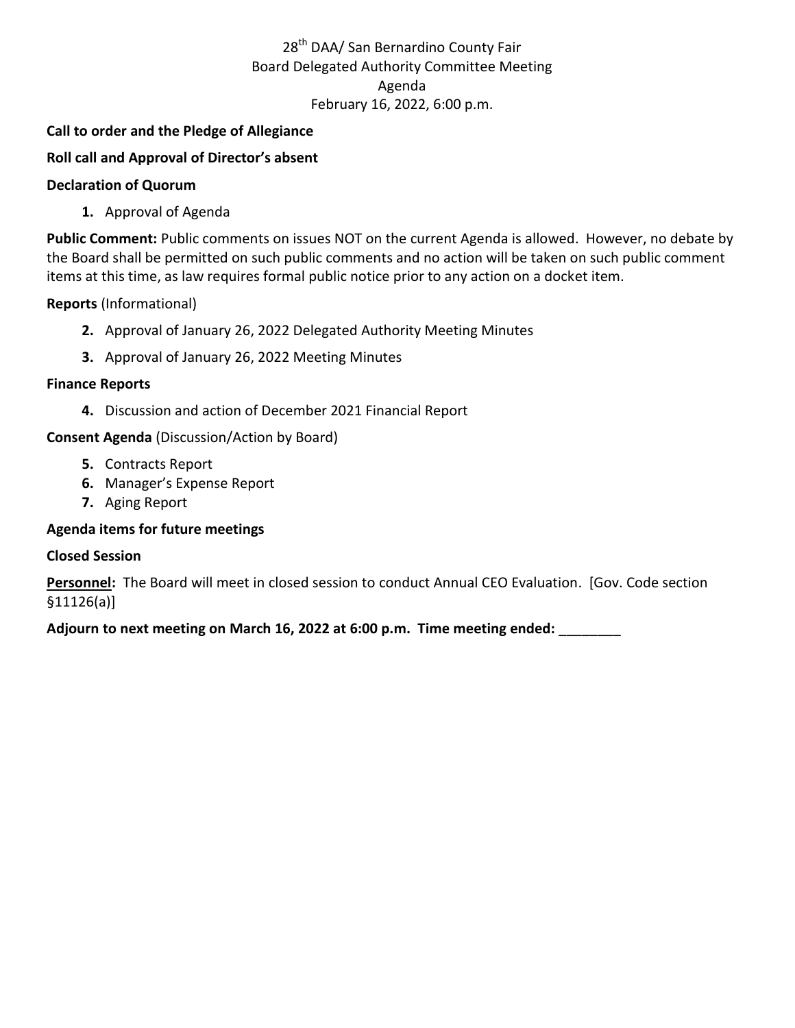28th DAA/ San Bernardino County Fair
Board Delegated Authority Committee Meeting
Agenda
February 16, 2022, 6:00 p.m.

**Call to order and the Pledge of Allegiance**

**Roll call and Approval of Director's absent**

**Declaration of Quorum**

1. Approval of Agenda

**Public Comment:** Public comments on issues NOT on the current Agenda is allowed. However, no debate by the Board shall be permitted on such public comments and no action will be taken on such public comment items at this time, as law requires formal public notice prior to any action on a docket item.

**Reports** (Informational)

2. Approval of January 26, 2022 Delegated Authority Meeting Minutes
3. Approval of January 26, 2022 Meeting Minutes

**Finance Reports**

4. Discussion and action of December 2021 Financial Report

**Consent Agenda** (Discussion/Action by Board)

5. Contracts Report
6. Manager's Expense Report
7. Aging Report

**Agenda items for future meetings**

**Closed Session**

**Personnel:** The Board will meet in closed session to conduct Annual CEO Evaluation. [Gov. Code section §11126(a)]

**Adjourn to next meeting on March 16, 2022 at 6:00 p.m. Time meeting ended: ________**